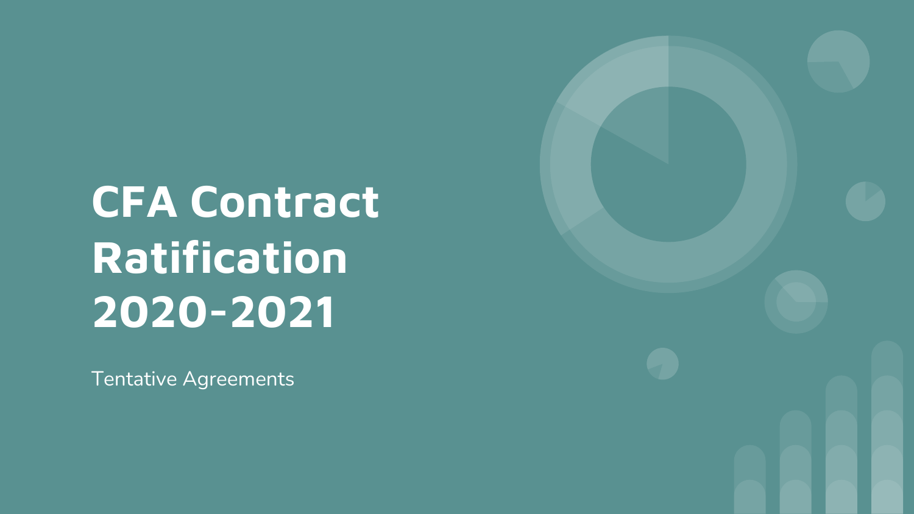# CFA Contract Ratification 2020-2021

Tentative Agreements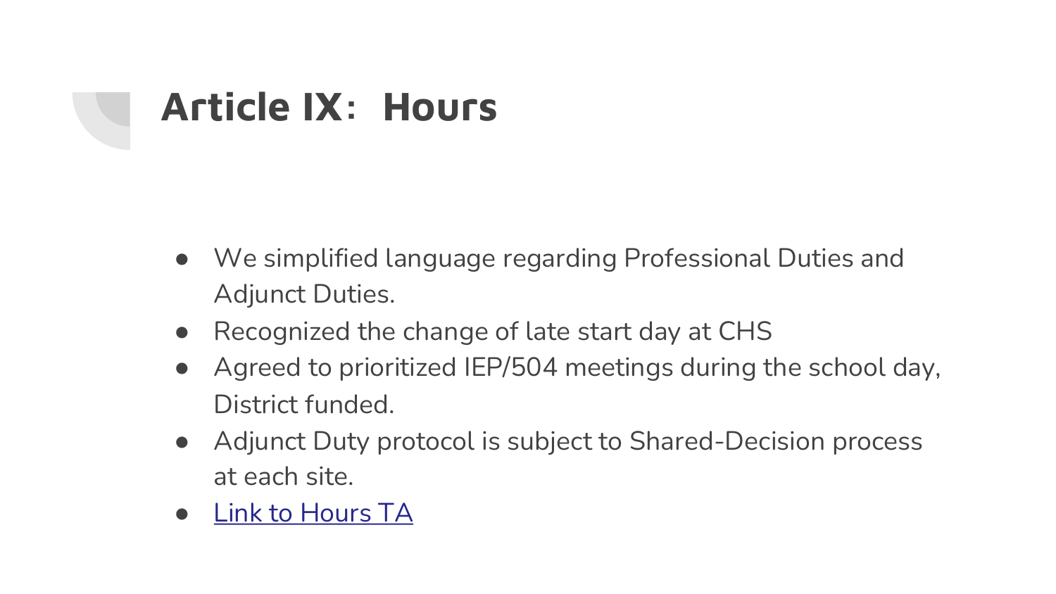# Article IX:  Hours

- We simplified language regarding Professional Duties and Adjunct Duties.
- Recognized the change of late start day at CHS
- Agreed to prioritized IEP/504 meetings during the school day, District funded.
- Adjunct Duty protocol is subject to Shared-Decision process at each site.
- Link to Hours TA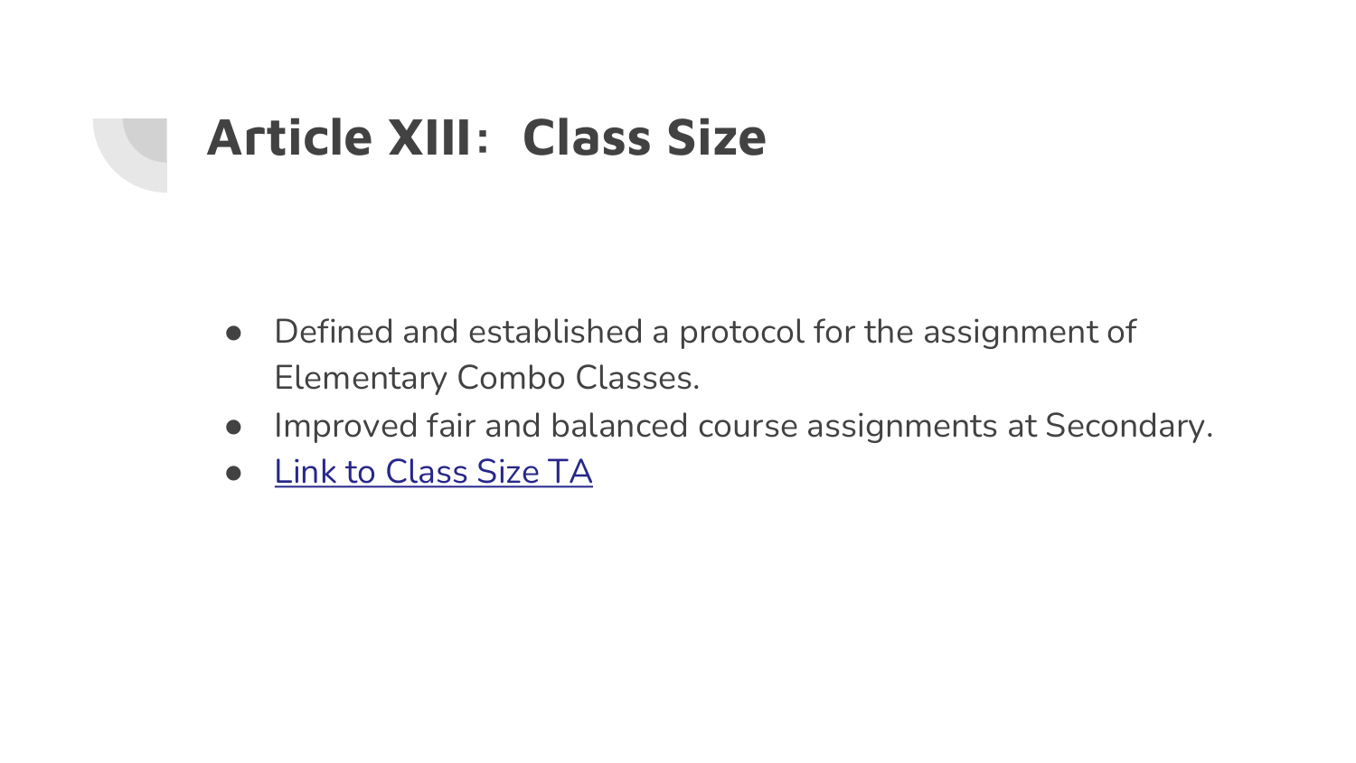# Article XIII:  Class Size

- Defined and established a protocol for the assignment of Elementary Combo Classes.
- Improved fair and balanced course assignments at Secondary.
- Link to Class Size TA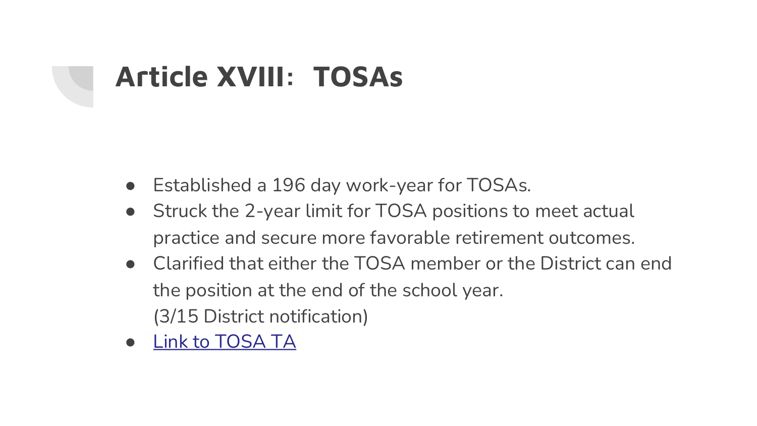# Article XVIII: TOSAs

- Established a 196 day work-year for TOSAs.
- Struck the 2-year limit for TOSA positions to meet actual practice and secure more favorable retirement outcomes.
- Clarified that either the TOSA member or the District can end the position at the end of the school year.
  (3/15 District notification)
- Link to TOSA TA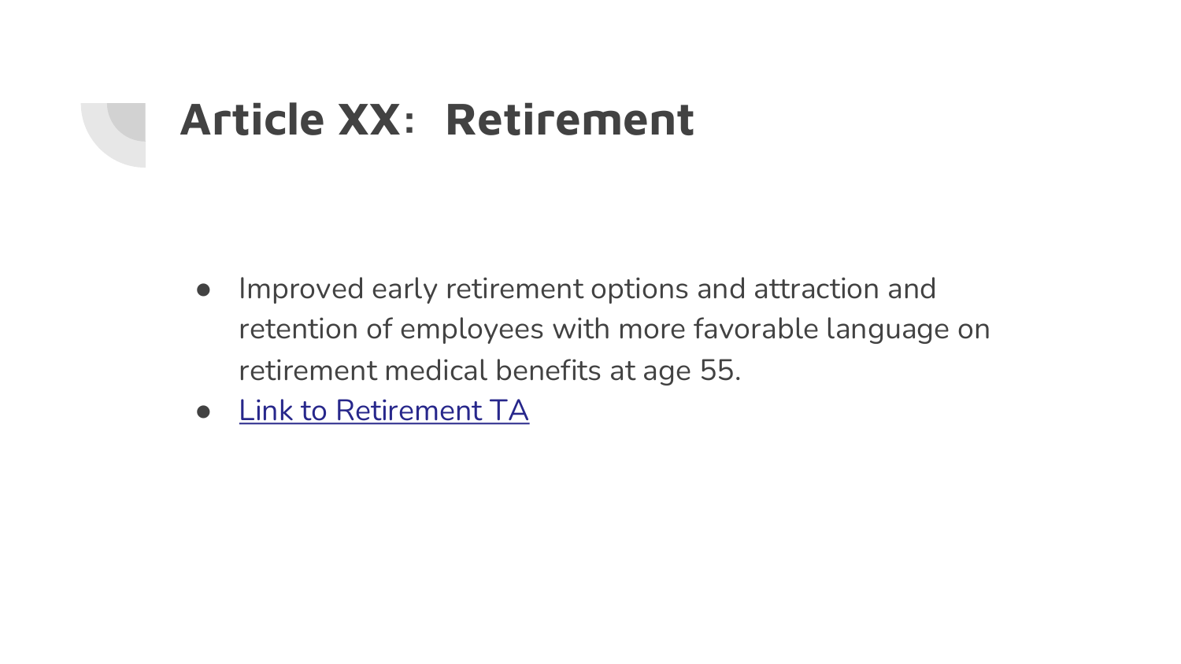# Article XX:  Retirement

- Improved early retirement options and attraction and retention of employees with more favorable language on retirement medical benefits at age 55.
- Link to Retirement TA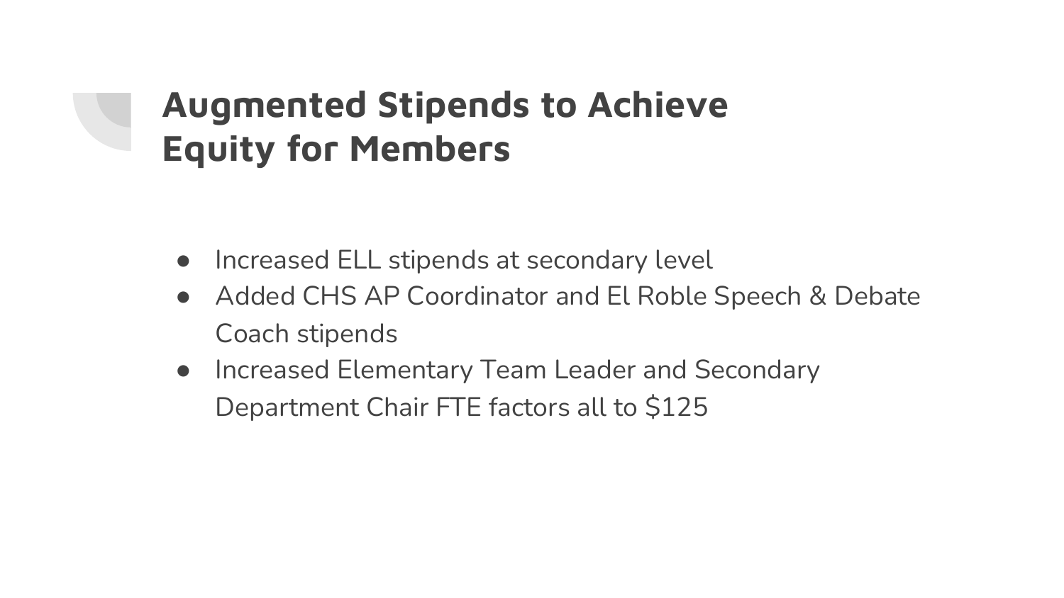# Augmented Stipends to Achieve Equity for Members

- Increased ELL stipends at secondary level
- Added CHS AP Coordinator and El Roble Speech & Debate Coach stipends
- Increased Elementary Team Leader and Secondary Department Chair FTE factors all to $125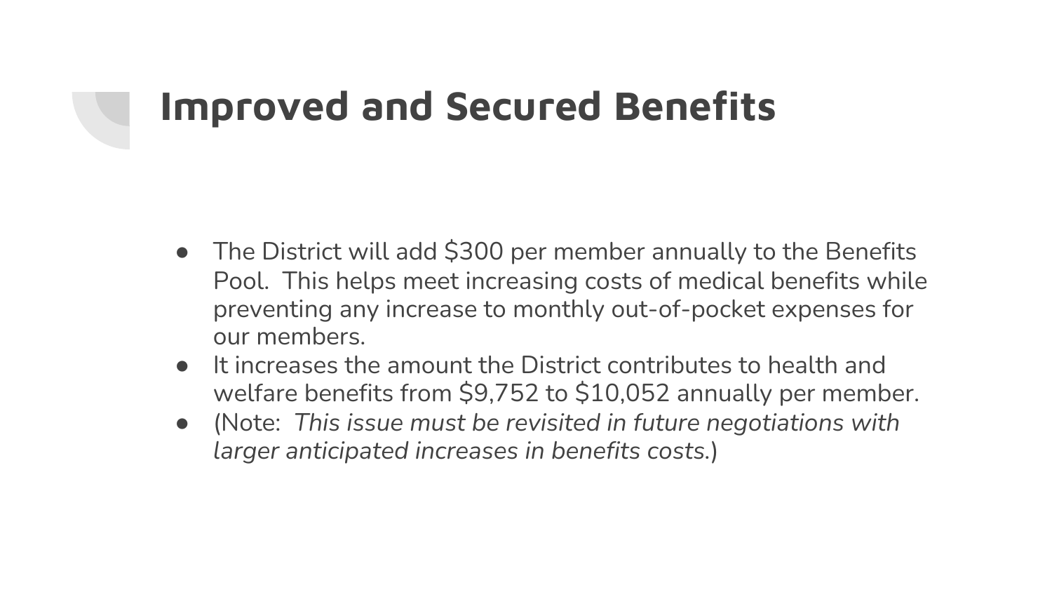# Improved and Secured Benefits

- The District will add $300 per member annually to the Benefits Pool.  This helps meet increasing costs of medical benefits while preventing any increase to monthly out-of-pocket expenses for our members.
- It increases the amount the District contributes to health and welfare benefits from $9,752 to $10,052 annually per member.
- (Note:  *This issue must be revisited in future negotiations with larger anticipated increases in benefits costs.*)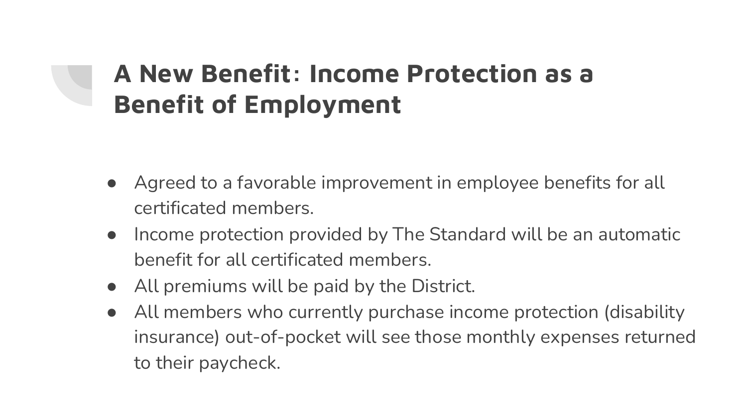# A New Benefit: Income Protection as a Benefit of Employment

- Agreed to a favorable improvement in employee benefits for all certificated members.
- Income protection provided by The Standard will be an automatic benefit for all certificated members.
- All premiums will be paid by the District.
- All members who currently purchase income protection (disability insurance) out-of-pocket will see those monthly expenses returned to their paycheck.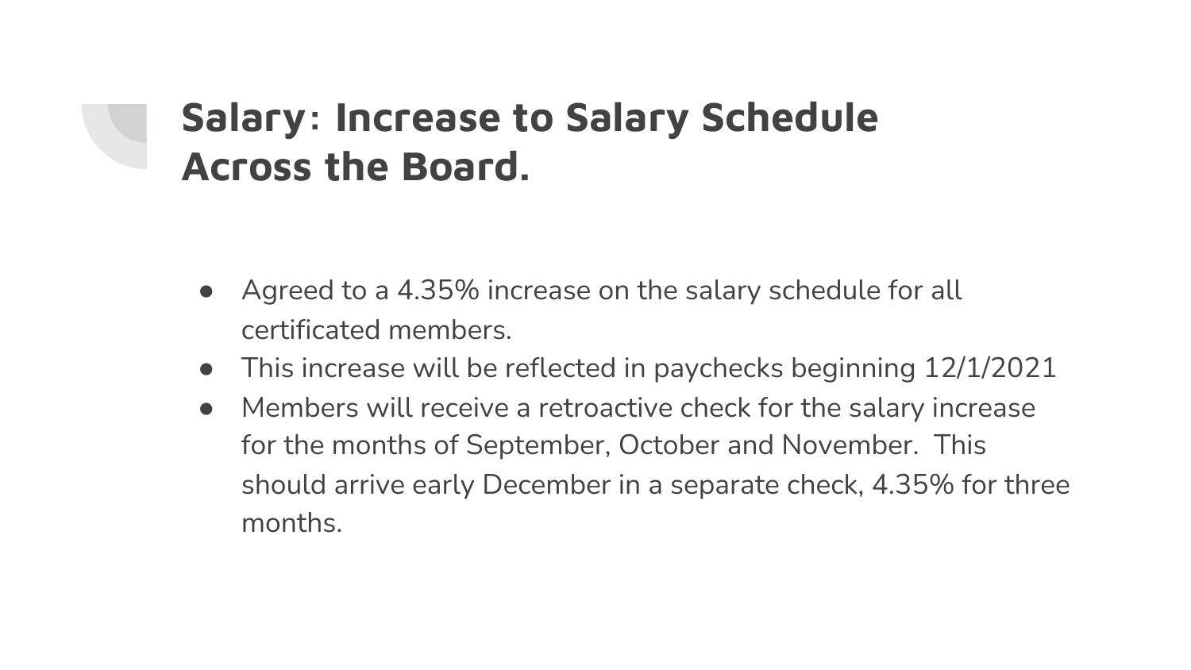# Salary: Increase to Salary Schedule Across the Board.

- Agreed to a 4.35% increase on the salary schedule for all certificated members.
- This increase will be reflected in paychecks beginning 12/1/2021
- Members will receive a retroactive check for the salary increase for the months of September, October and November. This should arrive early December in a separate check, 4.35% for three months.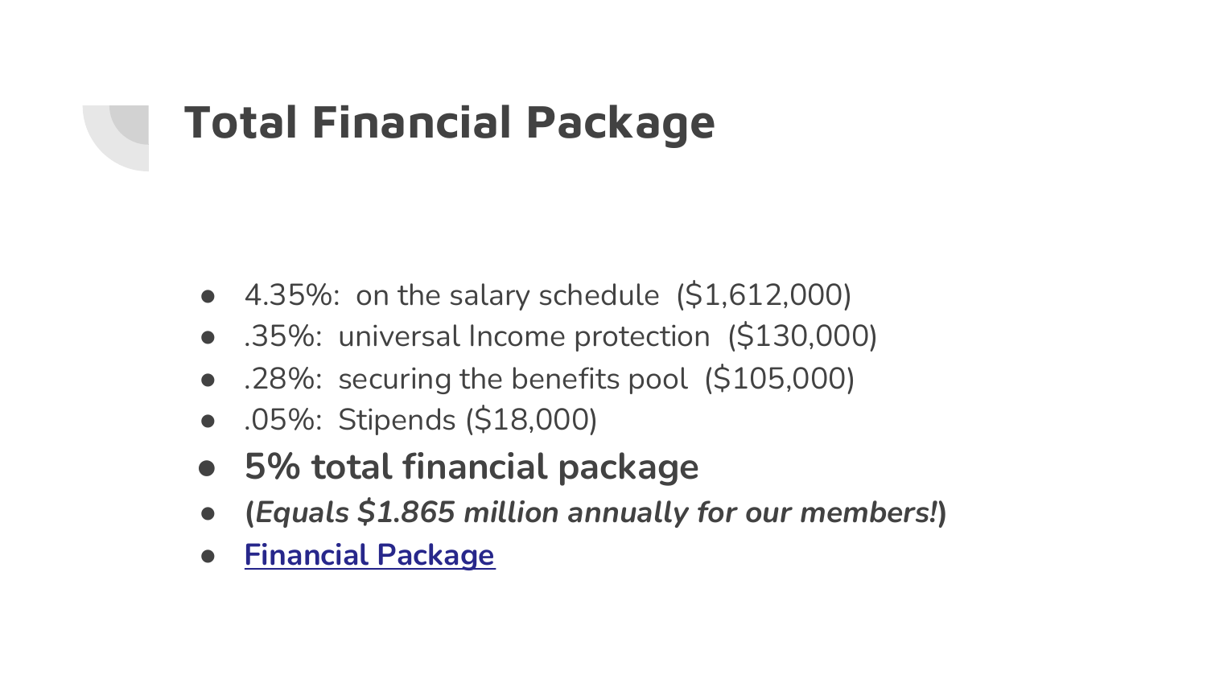# Total Financial Package

- 4.35%:  on the salary schedule  ($1,612,000)
- .35%:  universal Income protection  ($130,000)
- .28%:  securing the benefits pool  ($105,000)
- .05%:  Stipends ($18,000)
- **5% total financial package**
- **(*Equals $1.865 million annually for our members!*)**
- **Financial Package**